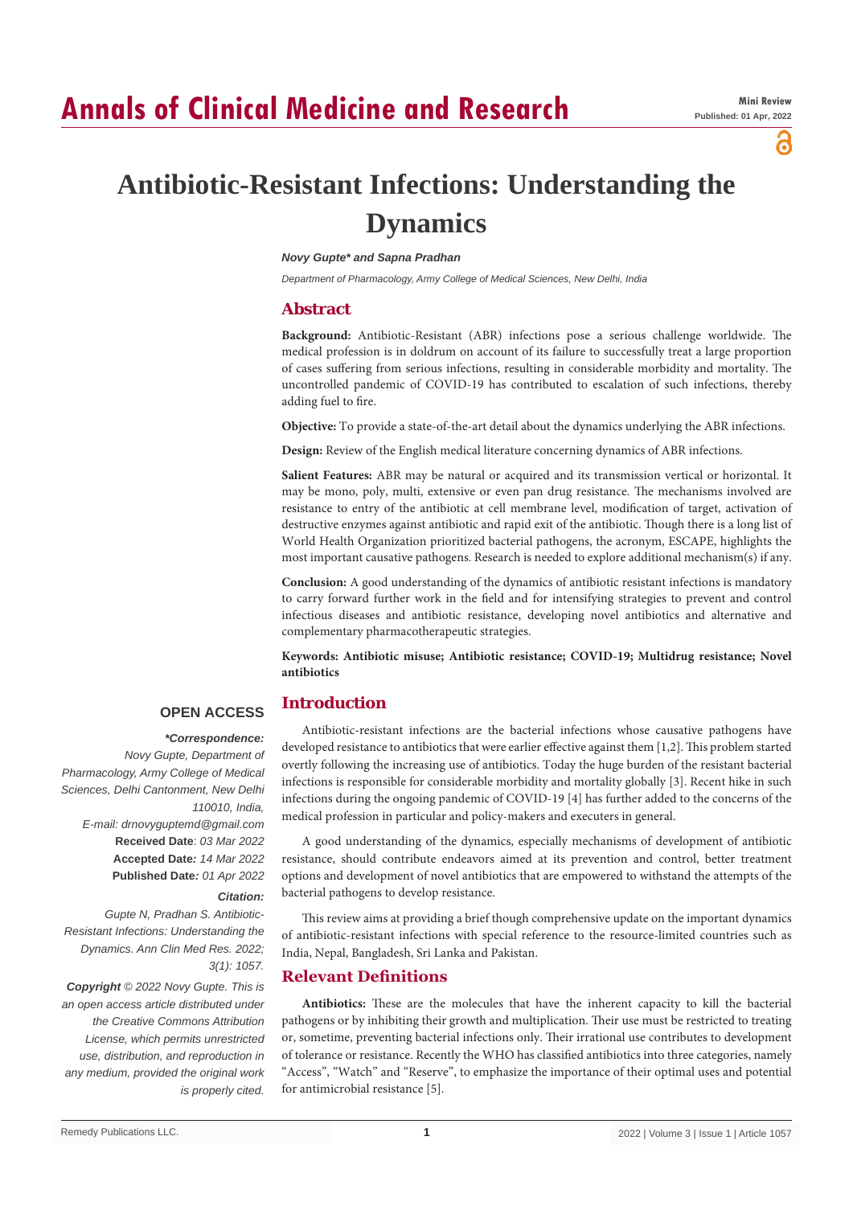# Annals of Clinical Medicine and Research

**Mini Review**
**Published: 01 Apr, 2022**

# Antibiotic-Resistant Infections: Understanding the Dynamics

***Novy Gupte\* and Sapna Pradhan***

*Department of Pharmacology, Army College of Medical Sciences, New Delhi, India*

## Abstract

**Background:** Antibiotic-Resistant (ABR) infections pose a serious challenge worldwide. The medical profession is in doldrum on account of its failure to successfully treat a large proportion of cases suffering from serious infections, resulting in considerable morbidity and mortality. The uncontrolled pandemic of COVID-19 has contributed to escalation of such infections, thereby adding fuel to fire.

**Objective:** To provide a state-of-the-art detail about the dynamics underlying the ABR infections.

**Design:** Review of the English medical literature concerning dynamics of ABR infections.

**Salient Features:** ABR may be natural or acquired and its transmission vertical or horizontal. It may be mono, poly, multi, extensive or even pan drug resistance. The mechanisms involved are resistance to entry of the antibiotic at cell membrane level, modification of target, activation of destructive enzymes against antibiotic and rapid exit of the antibiotic. Though there is a long list of World Health Organization prioritized bacterial pathogens, the acronym, ESCAPE, highlights the most important causative pathogens. Research is needed to explore additional mechanism(s) if any.

**Conclusion:** A good understanding of the dynamics of antibiotic resistant infections is mandatory to carry forward further work in the field and for intensifying strategies to prevent and control infectious diseases and antibiotic resistance, developing novel antibiotics and alternative and complementary pharmacotherapeutic strategies.

**Keywords: Antibiotic misuse; Antibiotic resistance; COVID-19; Multidrug resistance; Novel antibiotics**

**OPEN ACCESS**

***\*Correspondence:***
*Novy Gupte, Department of Pharmacology, Army College of Medical Sciences, Delhi Cantonment, New Delhi 110010, India,*
*E-mail: drnovyguptemd@gmail.com*
**Received Date**: *03 Mar 2022*
**Accepted Date***: 14 Mar 2022*
**Published Date***: 01 Apr 2022*

***Citation:***
*Gupte N, Pradhan S. Antibiotic-Resistant Infections: Understanding the Dynamics. Ann Clin Med Res. 2022; 3(1): 1057.*

***Copyright** © 2022 Novy Gupte. This is an open access article distributed under the Creative Commons Attribution License, which permits unrestricted use, distribution, and reproduction in any medium, provided the original work is properly cited.*

## Introduction

Antibiotic-resistant infections are the bacterial infections whose causative pathogens have developed resistance to antibiotics that were earlier effective against them [1,2]. This problem started overtly following the increasing use of antibiotics. Today the huge burden of the resistant bacterial infections is responsible for considerable morbidity and mortality globally [3]. Recent hike in such infections during the ongoing pandemic of COVID-19 [4] has further added to the concerns of the medical profession in particular and policy-makers and executers in general.

A good understanding of the dynamics, especially mechanisms of development of antibiotic resistance, should contribute endeavors aimed at its prevention and control, better treatment options and development of novel antibiotics that are empowered to withstand the attempts of the bacterial pathogens to develop resistance.

This review aims at providing a brief though comprehensive update on the important dynamics of antibiotic-resistant infections with special reference to the resource-limited countries such as India, Nepal, Bangladesh, Sri Lanka and Pakistan.

## Relevant Definitions

**Antibiotics:** These are the molecules that have the inherent capacity to kill the bacterial pathogens or by inhibiting their growth and multiplication. Their use must be restricted to treating or, sometime, preventing bacterial infections only. Their irrational use contributes to development of tolerance or resistance. Recently the WHO has classified antibiotics into three categories, namely "Access", "Watch" and "Reserve", to emphasize the importance of their optimal uses and potential for antimicrobial resistance [5].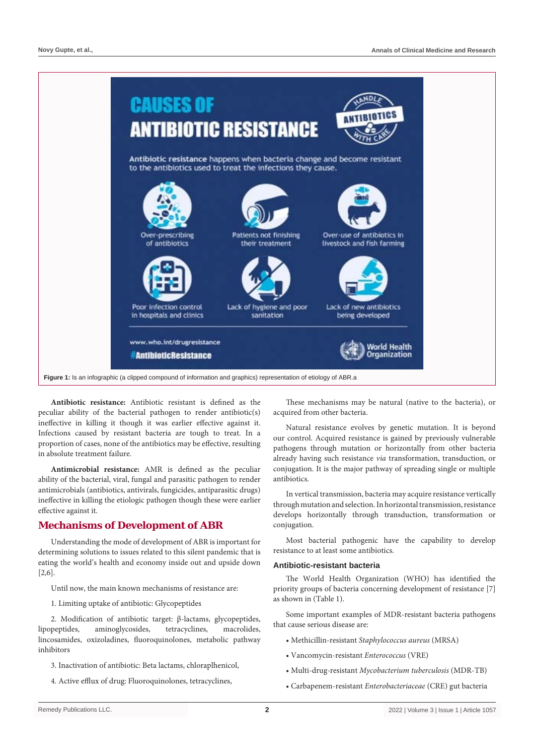Figure 1: Is an infographic (a clipped compound of information and graphics) representation of etiology of ABR.a

**Antibiotic resistance:** Antibiotic resistant is defined as the peculiar ability of the bacterial pathogen to render antibiotic(s) ineffective in killing it though it was earlier effective against it. Infections caused by resistant bacteria are tough to treat. In a proportion of cases, none of the antibiotics may be effective, resulting in absolute treatment failure.

**Antimicrobial resistance:** AMR is defined as the peculiar ability of the bacterial, viral, fungal and parasitic pathogen to render antimicrobials (antibiotics, antivirals, fungicides, antiparasitic drugs) ineffective in killing the etiologic pathogen though these were earlier effective against it.

## Mechanisms of Development of ABR

Understanding the mode of development of ABR is important for determining solutions to issues related to this silent pandemic that is eating the world's health and economy inside out and upside down [2,6].

Until now, the main known mechanisms of resistance are:

1. Limiting uptake of antibiotic: Glycopeptides

2. Modification of antibiotic target: β-lactams, glycopeptides, lipopeptides, aminoglycosides, tetracyclines, macrolides, lincosamides, oxizoladines, fluoroquinolones, metabolic pathway inhibitors

3. Inactivation of antibiotic: Beta lactams, chloraplhenicol,

4. Active efflux of drug: Fluoroquinolones, tetracyclines,

These mechanisms may be natural (native to the bacteria), or acquired from other bacteria.

Natural resistance evolves by genetic mutation. It is beyond our control. Acquired resistance is gained by previously vulnerable pathogens through mutation or horizontally from other bacteria already having such resistance *via* transformation, transduction, or conjugation. It is the major pathway of spreading single or multiple antibiotics.

In vertical transmission, bacteria may acquire resistance vertically through mutation and selection. In horizontal transmission, resistance develops horizontally through transduction, transformation or conjugation.

Most bacterial pathogenic have the capability to develop resistance to at least some antibiotics.

### Antibiotic-resistant bacteria

The World Health Organization (WHO) has identified the priority groups of bacteria concerning development of resistance [7] as shown in (Table 1).

Some important examples of MDR-resistant bacteria pathogens that cause serious disease are:

- Methicillin-resistant *Staphylococcus aureus* (MRSA)
- Vancomycin-resistant *Enterococcus* (VRE)
- Multi-drug-resistant *Mycobacterium tuberculosis* (MDR-TB)
- Carbapenem-resistant *Enterobacteriaceae* (CRE) gut bacteria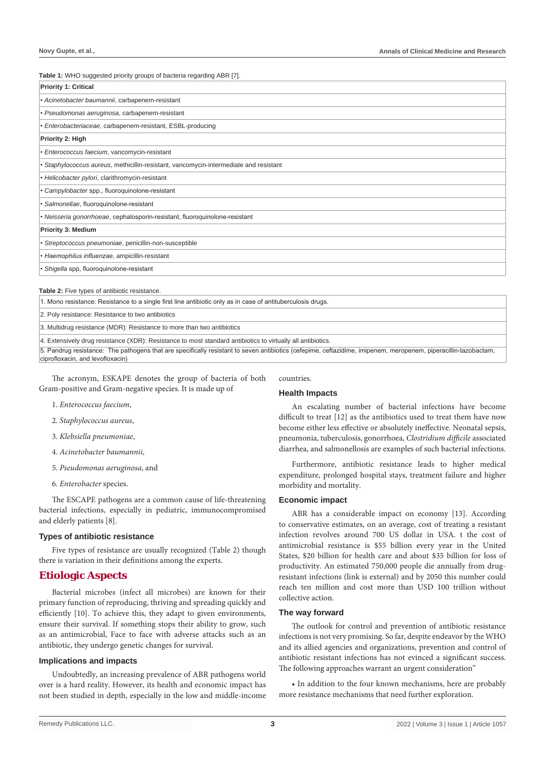**Table 1:** WHO suggested priority groups of bacteria regarding ABR [7].

| Priority 1: Critical |
|---|
| • *Acinetobacter baumannii*, carbapenem-resistant |
| • *Pseudomonas aeruginosa*, carbapenem-resistant |
| • *Enterobacteriaceae*, carbapenem-resistant, ESBL-producing |
| **Priority 2: High** |
| • *Enterococcus faecium*, vancomycin-resistant |
| • *Staphylococcus aureus*, methicillin-resistant, vancomycin-intermediate and resistant |
| • *Helicobacter pylori*, clarithromycin-resistant |
| • *Campylobacter* spp., fluoroquinolone-resistant |
| • *Salmonellae*, fluoroquinolone-resistant |
| • *Neisseria gonorrhoeae*, cephalosporin-resistant, fluoroquinolone-resistant |
| **Priority 3: Medium** |
| • *Streptococcus pneumoniae*, penicillin-non-susceptible |
| • *Haemophilus influenzae*, ampicillin-resistant |
| • *Shigella* spp, fluoroquinolone-resistant |

**Table 2:** Five types of antibiotic resistance.

| |
|---|
| 1. Mono resistance: Resistance to a single first line antibiotic only as in case of antituberculosis drugs. |
| 2. Poly resistance: Resistance to two antibiotics |
| 3. Multidrug resistance (MDR): Resistance to more than two antibiotics |
| 4. Extensively drug resistance (XDR): Resistance to most standard antibiotics to virtually all antibiotics. |
| 5. Pandrug resistance: The pathogens that are specifically resistant to seven antibiotics (cefepime, ceftazidime, imipenem, meropenem, piperacillin-tazobactam, ciprofloxacin, and levofloxacin) |

The acronym, ESKAPE denotes the group of bacteria of both Gram-positive and Gram-negative species. It is made up of

1. *Enterococcus faecium*,
2. *Staphylococcus aureus*,
3. *Klebsiella pneumoniae*,
4. *Acinetobacter baumannii*,
5. *Pseudomonas aeruginosa*, and
6. *Enterobacter* species.

The ESCAPE pathogens are a common cause of life-threatening bacterial infections, especially in pediatric, immunocompromised and elderly patients [8].

### Types of antibiotic resistance

Five types of resistance are usually recognized (Table 2) though there is variation in their definitions among the experts.

## Etiologic Aspects

Bacterial microbes (infect all microbes) are known for their primary function of reproducing, thriving and spreading quickly and efficiently [10]. To achieve this, they adapt to given environments, ensure their survival. If something stops their ability to grow, such as an antimicrobial, Face to face with adverse attacks such as an antibiotic, they undergo genetic changes for survival.

### Implications and impacts

Undoubtedly, an increasing prevalence of ABR pathogens world over is a hard reality. However, its health and economic impact has not been studied in depth, especially in the low and middle-income countries.

### Health Impacts

An escalating number of bacterial infections have become difficult to treat [12] as the antibiotics used to treat them have now become either less effective or absolutely ineffective. Neonatal sepsis, pneumonia, tuberculosis, gonorrhoea, *Clostridium difficile* associated diarrhea, and salmonellosis are examples of such bacterial infections.

Furthermore, antibiotic resistance leads to higher medical expenditure, prolonged hospital stays, treatment failure and higher morbidity and mortality.

### Economic impact

ABR has a considerable impact on economy [13]. According to conservative estimates, on an average, cost of treating a resistant infection revolves around 700 US dollar in USA. t the cost of antimicrobial resistance is $55 billion every year in the United States, $20 billion for health care and about $35 billion for loss of productivity. An estimated 750,000 people die annually from drug-resistant infections (link is external) and by 2050 this number could reach ten million and cost more than USD 100 trillion without collective action.

### The way forward

The outlook for control and prevention of antibiotic resistance infections is not very promising. So far, despite endeavor by the WHO and its allied agencies and organizations, prevention and control of antibiotic resistant infections has not evinced a significant success. The following approaches warrant an urgent consideration"

• In addition to the four known mechanisms, here are probably more resistance mechanisms that need further exploration.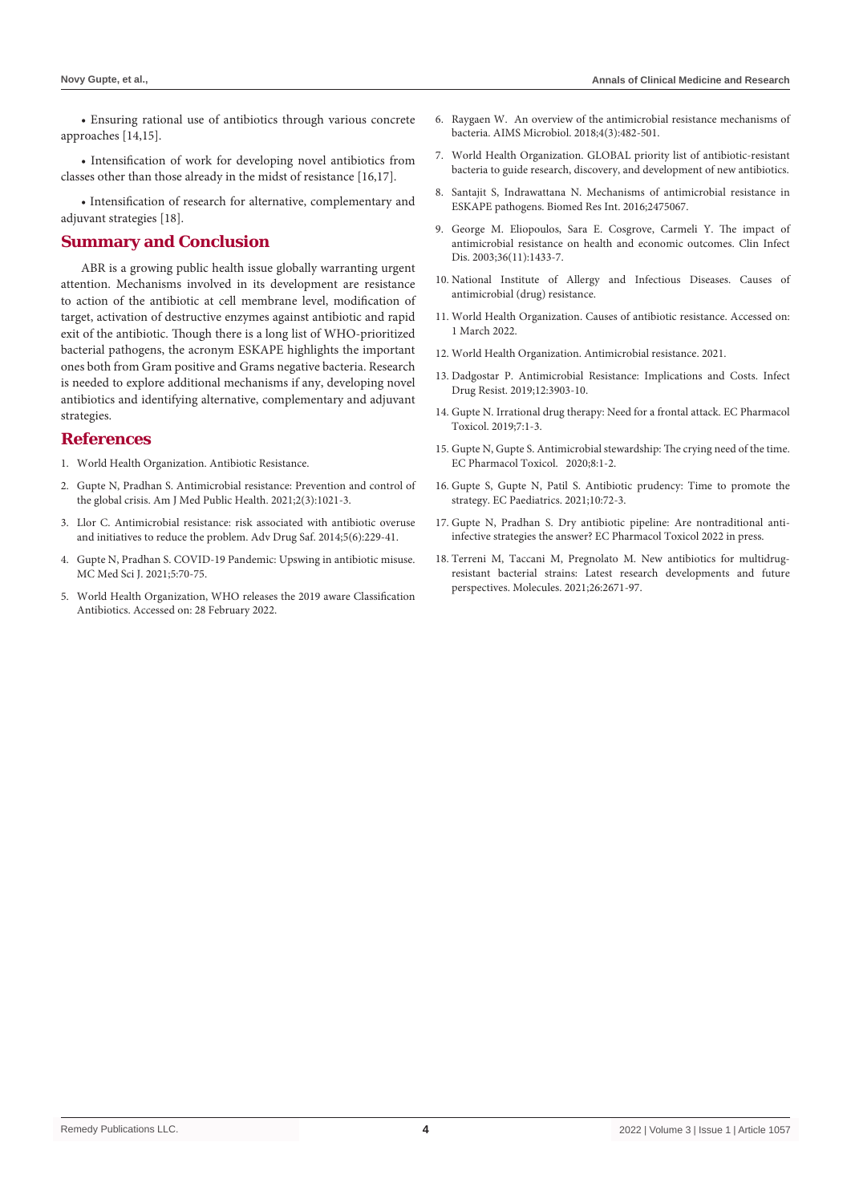• Ensuring rational use of antibiotics through various concrete approaches [14,15].

• Intensification of work for developing novel antibiotics from classes other than those already in the midst of resistance [16,17].

• Intensification of research for alternative, complementary and adjuvant strategies [18].

## Summary and Conclusion

ABR is a growing public health issue globally warranting urgent attention. Mechanisms involved in its development are resistance to action of the antibiotic at cell membrane level, modification of target, activation of destructive enzymes against antibiotic and rapid exit of the antibiotic. Though there is a long list of WHO-prioritized bacterial pathogens, the acronym ESKAPE highlights the important ones both from Gram positive and Grams negative bacteria. Research is needed to explore additional mechanisms if any, developing novel antibiotics and identifying alternative, complementary and adjuvant strategies.

## References

1. World Health Organization. Antibiotic Resistance.
2. Gupte N, Pradhan S. Antimicrobial resistance: Prevention and control of the global crisis. Am J Med Public Health. 2021;2(3):1021-3.
3. Llor C. Antimicrobial resistance: risk associated with antibiotic overuse and initiatives to reduce the problem. Adv Drug Saf. 2014;5(6):229-41.
4. Gupte N, Pradhan S. COVID-19 Pandemic: Upswing in antibiotic misuse. MC Med Sci J. 2021;5:70-75.
5. World Health Organization, WHO releases the 2019 aware Classification Antibiotics. Accessed on: 28 February 2022.
6. Raygaen W. An overview of the antimicrobial resistance mechanisms of bacteria. AIMS Microbiol. 2018;4(3):482-501.
7. World Health Organization. GLOBAL priority list of antibiotic-resistant bacteria to guide research, discovery, and development of new antibiotics.
8. Santajit S, Indrawattana N. Mechanisms of antimicrobial resistance in ESKAPE pathogens. Biomed Res Int. 2016;2475067.
9. George M. Eliopoulos, Sara E. Cosgrove, Carmeli Y. The impact of antimicrobial resistance on health and economic outcomes. Clin Infect Dis. 2003;36(11):1433-7.
10. National Institute of Allergy and Infectious Diseases. Causes of antimicrobial (drug) resistance.
11. World Health Organization. Causes of antibiotic resistance. Accessed on: 1 March 2022.
12. World Health Organization. Antimicrobial resistance. 2021.
13. Dadgostar P. Antimicrobial Resistance: Implications and Costs. Infect Drug Resist. 2019;12:3903-10.
14. Gupte N. Irrational drug therapy: Need for a frontal attack. EC Pharmacol Toxicol. 2019;7:1-3.
15. Gupte N, Gupte S. Antimicrobial stewardship: The crying need of the time. EC Pharmacol Toxicol. 2020;8:1-2.
16. Gupte S, Gupte N, Patil S. Antibiotic prudency: Time to promote the strategy. EC Paediatrics. 2021;10:72-3.
17. Gupte N, Pradhan S. Dry antibiotic pipeline: Are nontraditional anti-infective strategies the answer? EC Pharmacol Toxicol 2022 in press.
18. Terreni M, Taccani M, Pregnolato M. New antibiotics for multidrug-resistant bacterial strains: Latest research developments and future perspectives. Molecules. 2021;26:2671-97.